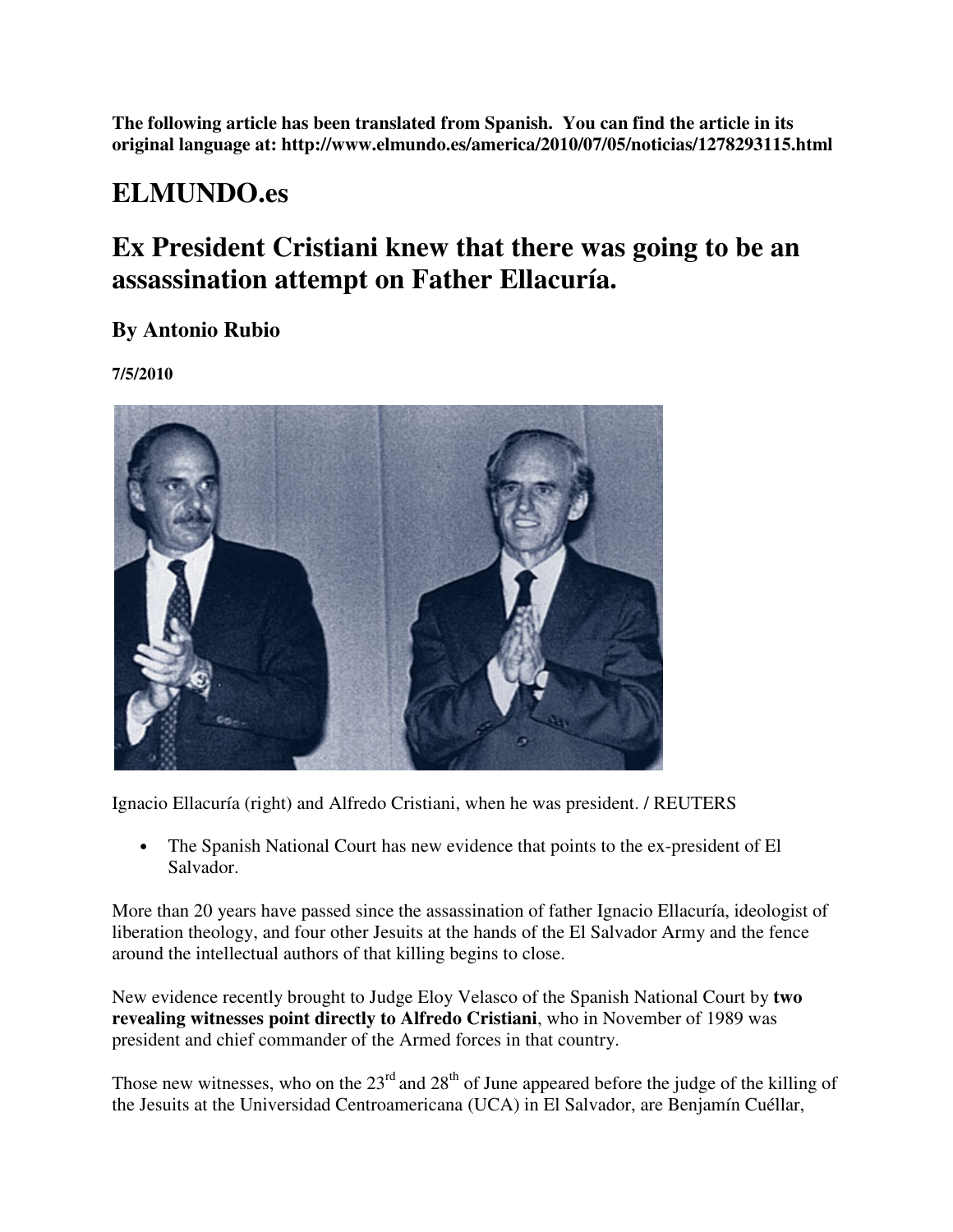**The following article has been translated from Spanish. You can find the article in its original language at: http://www.elmundo.es/america/2010/07/05/noticias/1278293115.html**

# ELMUNDO.es

## Ex President Cristiani knew that there was going to be an assassination attempt on Father Ellacuría.

### By Antonio Rubio

**7/5/2010**

Ignacio Ellacuría (right) and Alfredo Cristiani, when he was president. / REUTERS

- The Spanish National Court has new evidence that points to the ex-president of El Salvador.

More than 20 years have passed since the assassination of father Ignacio Ellacuría, ideologist of liberation theology, and four other Jesuits at the hands of the El Salvador Army and the fence around the intellectual authors of that killing begins to close.

New evidence recently brought to Judge Eloy Velasco of the Spanish National Court by **two revealing witnesses point directly to Alfredo Cristiani**, who in November of 1989 was president and chief commander of the Armed forces in that country.

Those new witnesses, who on the 23rd and 28th of June appeared before the judge of the killing of the Jesuits at the Universidad Centroamericana (UCA) in El Salvador, are Benjamín Cuéllar,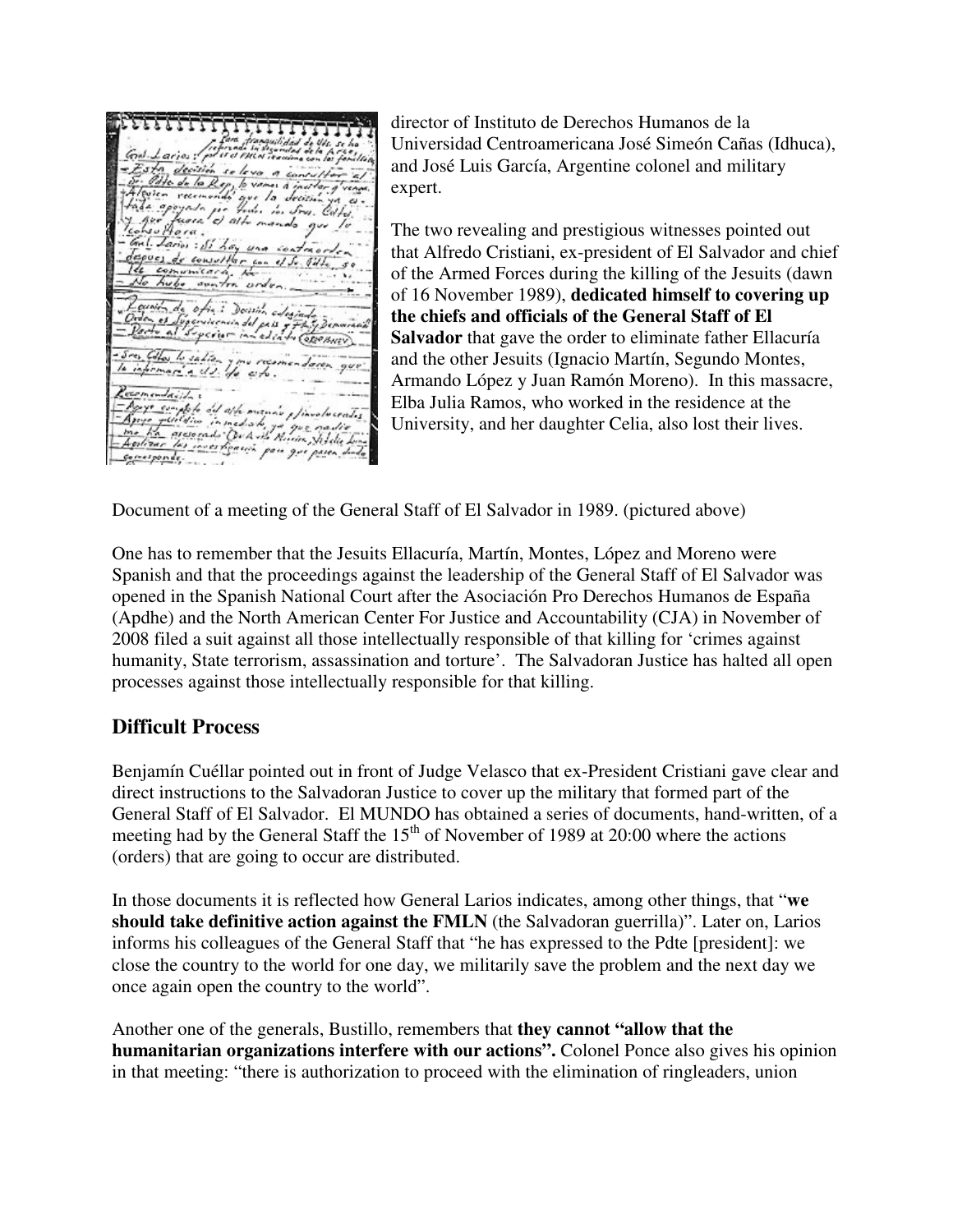director of Instituto de Derechos Humanos de la Universidad Centroamericana José Simeón Cañas (Idhuca), and José Luis García, Argentine colonel and military expert.

The two revealing and prestigious witnesses pointed out that Alfredo Cristiani, ex-president of El Salvador and chief of the Armed Forces during the killing of the Jesuits (dawn of 16 November 1989), **dedicated himself to covering up the chiefs and officials of the General Staff of El Salvador** that gave the order to eliminate father Ellacuría and the other Jesuits (Ignacio Martín, Segundo Montes, Armando López y Juan Ramón Moreno). In this massacre, Elba Julia Ramos, who worked in the residence at the University, and her daughter Celia, also lost their lives.

Document of a meeting of the General Staff of El Salvador in 1989. (pictured above)

One has to remember that the Jesuits Ellacuría, Martín, Montes, López and Moreno were Spanish and that the proceedings against the leadership of the General Staff of El Salvador was opened in the Spanish National Court after the Asociación Pro Derechos Humanos de España (Apdhe) and the North American Center For Justice and Accountability (CJA) in November of 2008 filed a suit against all those intellectually responsible of that killing for 'crimes against humanity, State terrorism, assassination and torture'. The Salvadoran Justice has halted all open processes against those intellectually responsible for that killing.

## Difficult Process

Benjamín Cuéllar pointed out in front of Judge Velasco that ex-President Cristiani gave clear and direct instructions to the Salvadoran Justice to cover up the military that formed part of the General Staff of El Salvador. El MUNDO has obtained a series of documents, hand-written, of a meeting had by the General Staff the 15th of November of 1989 at 20:00 where the actions (orders) that are going to occur are distributed.

In those documents it is reflected how General Larios indicates, among other things, that "**we should take definitive action against the FMLN** (the Salvadoran guerrilla)". Later on, Larios informs his colleagues of the General Staff that "he has expressed to the Pdte [president]: we close the country to the world for one day, we militarily save the problem and the next day we once again open the country to the world".

Another one of the generals, Bustillo, remembers that **they cannot "allow that the humanitarian organizations interfere with our actions".** Colonel Ponce also gives his opinion in that meeting: "there is authorization to proceed with the elimination of ringleaders, union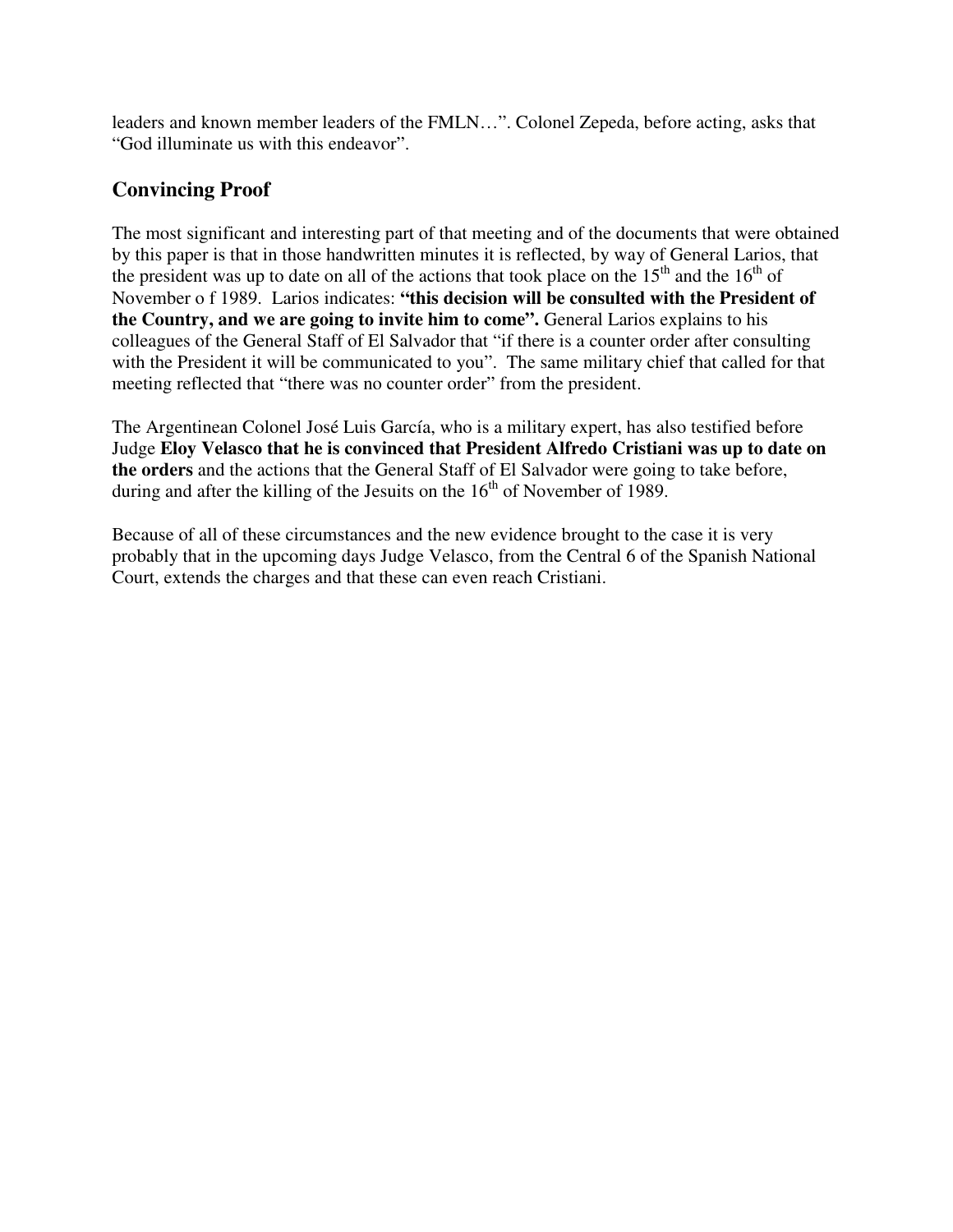leaders and known member leaders of the FMLN…". Colonel Zepeda, before acting, asks that "God illuminate us with this endeavor".

## Convincing Proof

The most significant and interesting part of that meeting and of the documents that were obtained by this paper is that in those handwritten minutes it is reflected, by way of General Larios, that the president was up to date on all of the actions that took place on the 15th and the 16th of November o f 1989. Larios indicates: **"this decision will be consulted with the President of the Country, and we are going to invite him to come".** General Larios explains to his colleagues of the General Staff of El Salvador that "if there is a counter order after consulting with the President it will be communicated to you". The same military chief that called for that meeting reflected that "there was no counter order" from the president.

The Argentinean Colonel José Luis García, who is a military expert, has also testified before Judge **Eloy Velasco that he is convinced that President Alfredo Cristiani was up to date on the orders** and the actions that the General Staff of El Salvador were going to take before, during and after the killing of the Jesuits on the 16th of November of 1989.

Because of all of these circumstances and the new evidence brought to the case it is very probably that in the upcoming days Judge Velasco, from the Central 6 of the Spanish National Court, extends the charges and that these can even reach Cristiani.